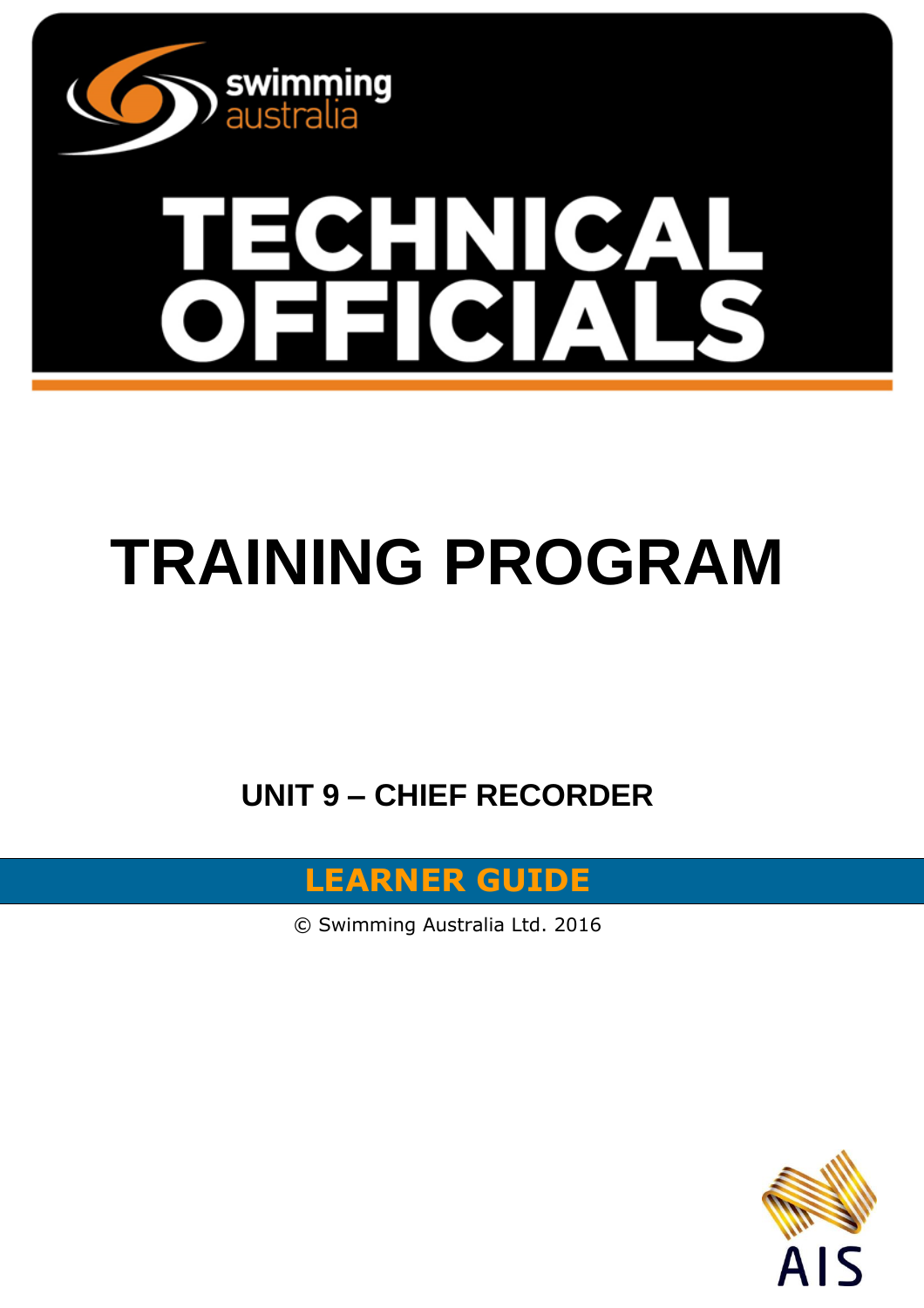swimming australia

# TECHNICAL OFFICIALS

# TRAINING PROGRAM

## UNIT 9 – CHIEF RECORDER

**LEARNER GUIDE**

© Swimming Australia Ltd. 2016

AIS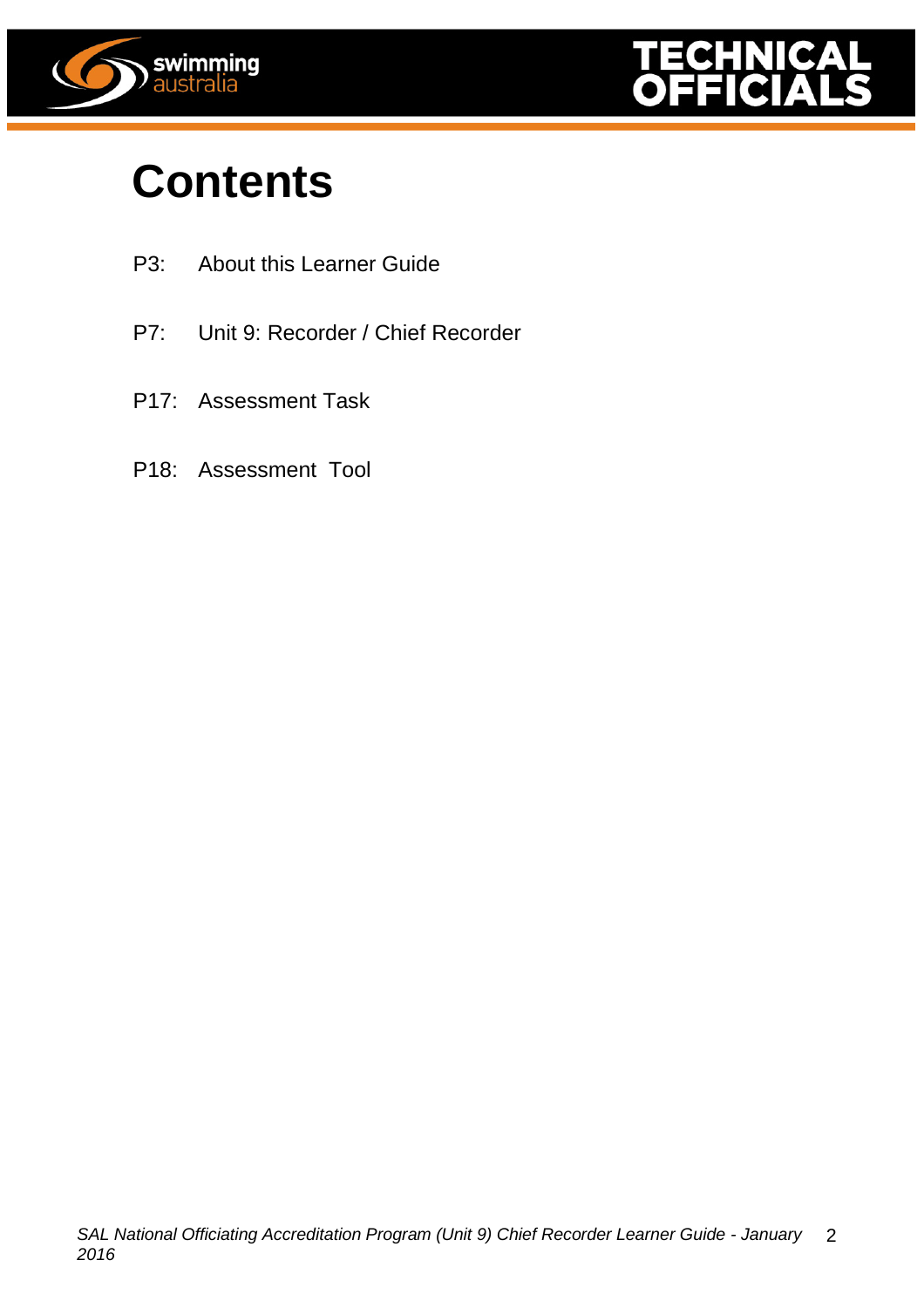# Contents

P3: About this Learner Guide

P7: Unit 9: Recorder / Chief Recorder

P17: Assessment Task

P18: Assessment Tool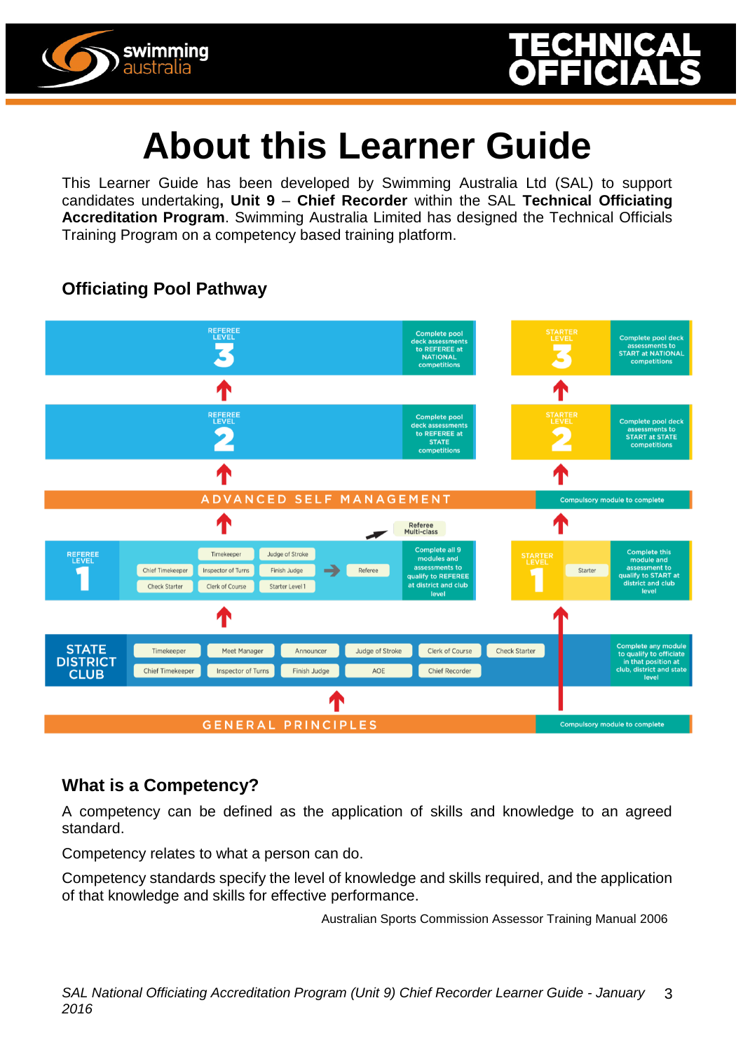# About this Learner Guide

This Learner Guide has been developed by Swimming Australia Ltd (SAL) to support candidates undertaking, **Unit 9** – **Chief Recorder** within the SAL **Technical Officiating Accreditation Program**. Swimming Australia Limited has designed the Technical Officials Training Program on a competency based training platform.

### Officiating Pool Pathway

REFEREE LEVEL 3
Complete pool deck assessments to REFEREE at NATIONAL competitions

STARTER LEVEL 3
Complete pool deck assessments to START at NATIONAL competitions

REFEREE LEVEL 2
Complete pool deck assessments to REFEREE at STATE competitions

STARTER LEVEL 2
Complete pool deck assessments to START at STATE competitions

ADVANCED SELF MANAGEMENT
Compulsory module to complete

Referee Multi-class

REFEREE LEVEL 1
Timekeeper
Judge of Stroke
Chief Timekeeper
Inspector of Turns
Finish Judge
Check Starter
Clerk of Course
Starter Level 1
Referee
Complete all 9 modules and assessments to qualify for REFEREE at district and club level

STARTER LEVEL 1
Starter
Complete this module and assessment to qualify to START at district and club level

STATE DISTRICT CLUB
Timekeeper
Meet Manager
Announcer
Judge of Stroke
Clerk of Course
Check Starter
Chief Timekeeper
Inspector of Turns
Finish Judge
AOE
Chief Recorder
Complete any module to qualify to officiate in that position at club, district and state level

GENERAL PRINCIPLES
Compulsory module to complete

### What is a Competency?

A competency can be defined as the application of skills and knowledge to an agreed standard.

Competency relates to what a person can do.

Competency standards specify the level of knowledge and skills required, and the application of that knowledge and skills for effective performance.

Australian Sports Commission Assessor Training Manual 2006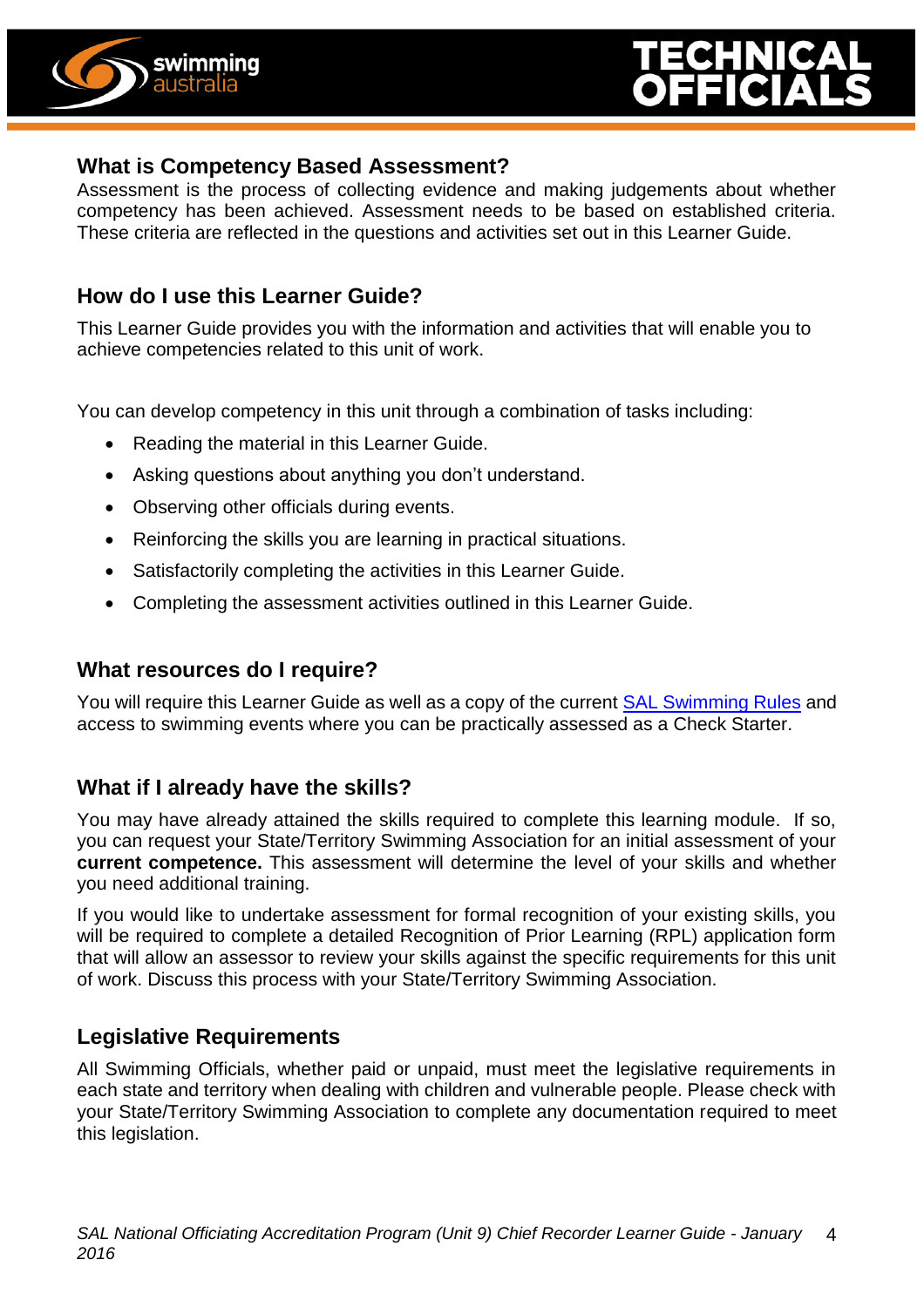## What is Competency Based Assessment?

Assessment is the process of collecting evidence and making judgements about whether competency has been achieved. Assessment needs to be based on established criteria. These criteria are reflected in the questions and activities set out in this Learner Guide.

## How do I use this Learner Guide?

This Learner Guide provides you with the information and activities that will enable you to achieve competencies related to this unit of work.

You can develop competency in this unit through a combination of tasks including:

- Reading the material in this Learner Guide.
- Asking questions about anything you don't understand.
- Observing other officials during events.
- Reinforcing the skills you are learning in practical situations.
- Satisfactorily completing the activities in this Learner Guide.
- Completing the assessment activities outlined in this Learner Guide.

## What resources do I require?

You will require this Learner Guide as well as a copy of the current SAL Swimming Rules and access to swimming events where you can be practically assessed as a Check Starter.

## What if I already have the skills?

You may have already attained the skills required to complete this learning module. If so, you can request your State/Territory Swimming Association for an initial assessment of your **current competence.** This assessment will determine the level of your skills and whether you need additional training.

If you would like to undertake assessment for formal recognition of your existing skills, you will be required to complete a detailed Recognition of Prior Learning (RPL) application form that will allow an assessor to review your skills against the specific requirements for this unit of work. Discuss this process with your State/Territory Swimming Association.

## Legislative Requirements

All Swimming Officials, whether paid or unpaid, must meet the legislative requirements in each state and territory when dealing with children and vulnerable people. Please check with your State/Territory Swimming Association to complete any documentation required to meet this legislation.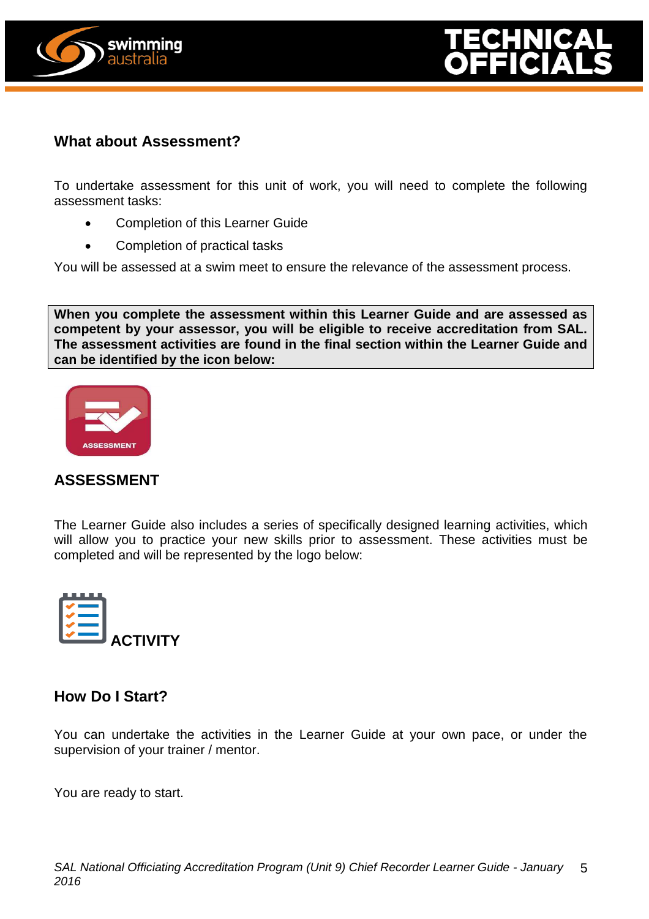## What about Assessment?

To undertake assessment for this unit of work, you will need to complete the following assessment tasks:

- Completion of this Learner Guide
- Completion of practical tasks

You will be assessed at a swim meet to ensure the relevance of the assessment process.

**When you complete the assessment within this Learner Guide and are assessed as competent by your assessor, you will be eligible to receive accreditation from SAL. The assessment activities are found in the final section within the Learner Guide and can be identified by the icon below:**

ASSESSMENT

### ASSESSMENT

The Learner Guide also includes a series of specifically designed learning activities, which will allow you to practice your new skills prior to assessment. These activities must be completed and will be represented by the logo below:

**ACTIVITY**

## How Do I Start?

You can undertake the activities in the Learner Guide at your own pace, or under the supervision of your trainer / mentor.

You are ready to start.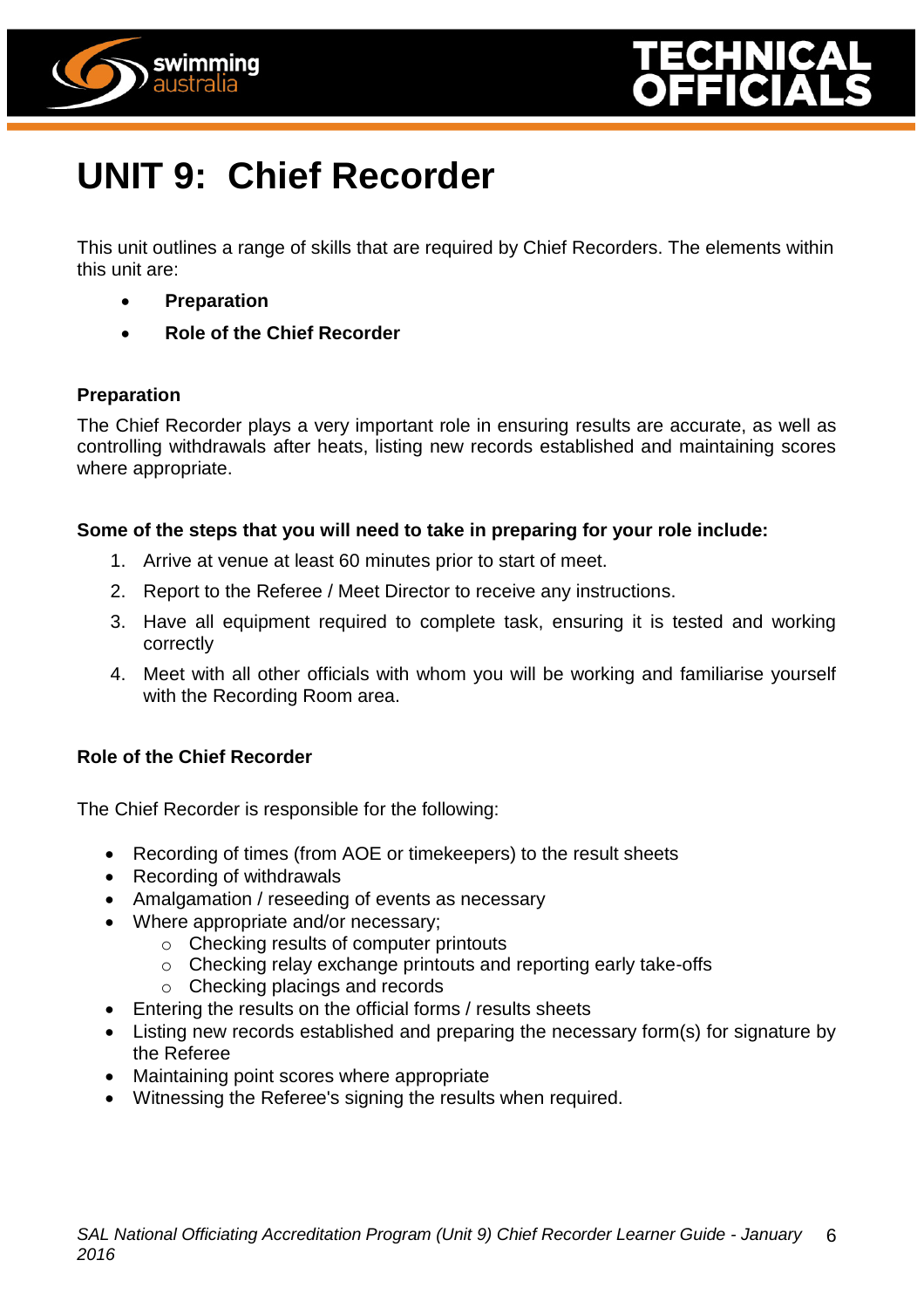# UNIT 9: Chief Recorder

This unit outlines a range of skills that are required by Chief Recorders. The elements within this unit are:

- **Preparation**
- **Role of the Chief Recorder**

## Preparation

The Chief Recorder plays a very important role in ensuring results are accurate, as well as controlling withdrawals after heats, listing new records established and maintaining scores where appropriate.

**Some of the steps that you will need to take in preparing for your role include:**

1. Arrive at venue at least 60 minutes prior to start of meet.
2. Report to the Referee / Meet Director to receive any instructions.
3. Have all equipment required to complete task, ensuring it is tested and working correctly
4. Meet with all other officials with whom you will be working and familiarise yourself with the Recording Room area.

## Role of the Chief Recorder

The Chief Recorder is responsible for the following:

- Recording of times (from AOE or timekeepers) to the result sheets
- Recording of withdrawals
- Amalgamation / reseeding of events as necessary
- Where appropriate and/or necessary;
  - Checking results of computer printouts
  - Checking relay exchange printouts and reporting early take-offs
  - Checking placings and records
- Entering the results on the official forms / results sheets
- Listing new records established and preparing the necessary form(s) for signature by the Referee
- Maintaining point scores where appropriate
- Witnessing the Referee's signing the results when required.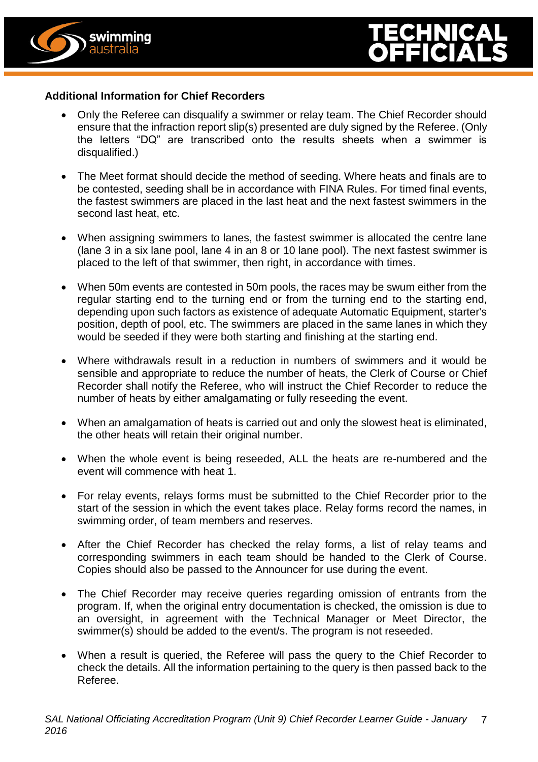### Additional Information for Chief Recorders

- Only the Referee can disqualify a swimmer or relay team. The Chief Recorder should ensure that the infraction report slip(s) presented are duly signed by the Referee. (Only the letters "DQ" are transcribed onto the results sheets when a swimmer is disqualified.)

- The Meet format should decide the method of seeding. Where heats and finals are to be contested, seeding shall be in accordance with FINA Rules. For timed final events, the fastest swimmers are placed in the last heat and the next fastest swimmers in the second last heat, etc.

- When assigning swimmers to lanes, the fastest swimmer is allocated the centre lane (lane 3 in a six lane pool, lane 4 in an 8 or 10 lane pool). The next fastest swimmer is placed to the left of that swimmer, then right, in accordance with times.

- When 50m events are contested in 50m pools, the races may be swum either from the regular starting end to the turning end or from the turning end to the starting end, depending upon such factors as existence of adequate Automatic Equipment, starter's position, depth of pool, etc. The swimmers are placed in the same lanes in which they would be seeded if they were both starting and finishing at the starting end.

- Where withdrawals result in a reduction in numbers of swimmers and it would be sensible and appropriate to reduce the number of heats, the Clerk of Course or Chief Recorder shall notify the Referee, who will instruct the Chief Recorder to reduce the number of heats by either amalgamating or fully reseeding the event.

- When an amalgamation of heats is carried out and only the slowest heat is eliminated, the other heats will retain their original number.

- When the whole event is being reseeded, ALL the heats are re-numbered and the event will commence with heat 1.

- For relay events, relays forms must be submitted to the Chief Recorder prior to the start of the session in which the event takes place. Relay forms record the names, in swimming order, of team members and reserves.

- After the Chief Recorder has checked the relay forms, a list of relay teams and corresponding swimmers in each team should be handed to the Clerk of Course. Copies should also be passed to the Announcer for use during the event.

- The Chief Recorder may receive queries regarding omission of entrants from the program. If, when the original entry documentation is checked, the omission is due to an oversight, in agreement with the Technical Manager or Meet Director, the swimmer(s) should be added to the event/s. The program is not reseeded.

- When a result is queried, the Referee will pass the query to the Chief Recorder to check the details. All the information pertaining to the query is then passed back to the Referee.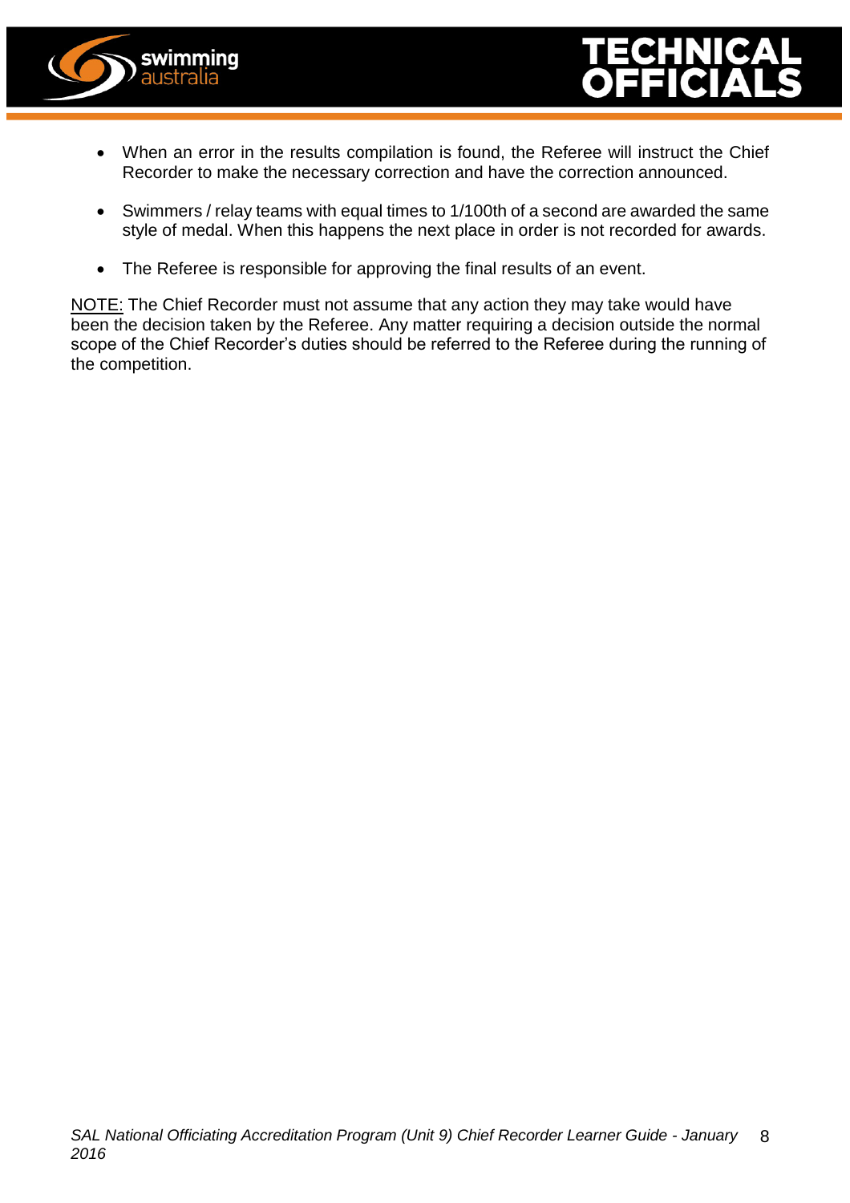- When an error in the results compilation is found, the Referee will instruct the Chief Recorder to make the necessary correction and have the correction announced.
- Swimmers / relay teams with equal times to 1/100th of a second are awarded the same style of medal. When this happens the next place in order is not recorded for awards.
- The Referee is responsible for approving the final results of an event.

<u>NOTE:</u> The Chief Recorder must not assume that any action they may take would have been the decision taken by the Referee. Any matter requiring a decision outside the normal scope of the Chief Recorder's duties should be referred to the Referee during the running of the competition.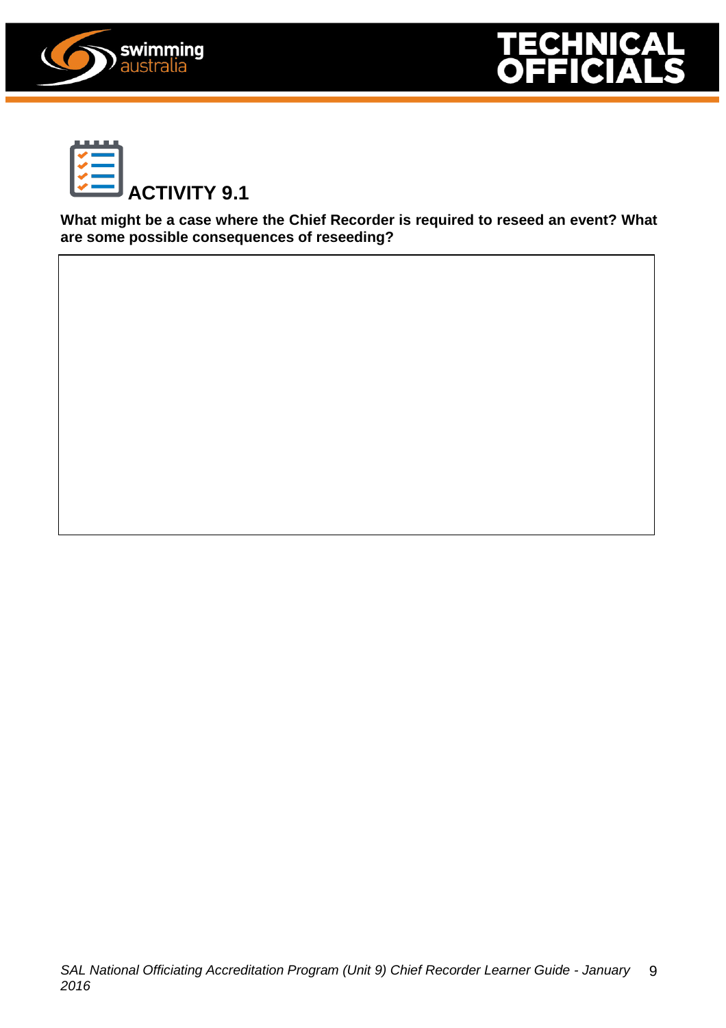## ACTIVITY 9.1

**What might be a case where the Chief Recorder is required to reseed an event? What are some possible consequences of reseeding?**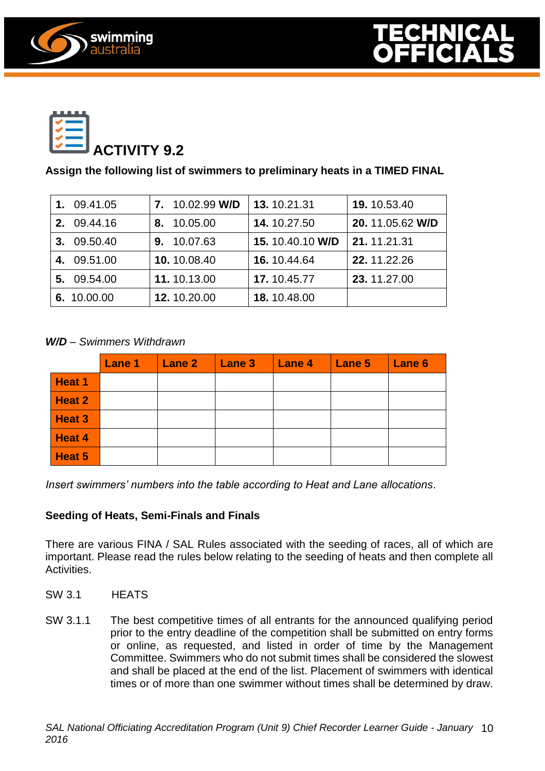## ACTIVITY 9.2

**Assign the following list of swimmers to preliminary heats in a TIMED FINAL**

| | | | |
|---|---|---|---|
| **1.** 09.41.05 | **7.** 10.02.99 **W/D** | **13.** 10.21.31 | **19.** 10.53.40 |
| **2.** 09.44.16 | **8.** 10.05.00 | **14.** 10.27.50 | **20.** 11.05.62 **W/D** |
| **3.** 09.50.40 | **9.** 10.07.63 | **15.** 10.40.10 **W/D** | **21.** 11.21.31 |
| **4.** 09.51.00 | **10.** 10.08.40 | **16.** 10.44.64 | **22.** 11.22.26 |
| **5.** 09.54.00 | **11.** 10.13.00 | **17.** 10.45.77 | **23.** 11.27.00 |
| **6.** 10.00.00 | **12.** 10.20.00 | **18.** 10.48.00 | |

***W/D*** *– Swimmers Withdrawn*

| | Lane 1 | Lane 2 | Lane 3 | Lane 4 | Lane 5 | Lane 6 |
|---|---|---|---|---|---|---|
| **Heat 1** | | | | | | |
| **Heat 2** | | | | | | |
| **Heat 3** | | | | | | |
| **Heat 4** | | | | | | |
| **Heat 5** | | | | | | |

*Insert swimmers' numbers into the table according to Heat and Lane allocations*.

**Seeding of Heats, Semi-Finals and Finals**

There are various FINA / SAL Rules associated with the seeding of races, all of which are important. Please read the rules below relating to the seeding of heats and then complete all Activities.

SW 3.1 HEATS

SW 3.1.1 The best competitive times of all entrants for the announced qualifying period prior to the entry deadline of the competition shall be submitted on entry forms or online, as requested, and listed in order of time by the Management Committee. Swimmers who do not submit times shall be considered the slowest and shall be placed at the end of the list. Placement of swimmers with identical times or of more than one swimmer without times shall be determined by draw.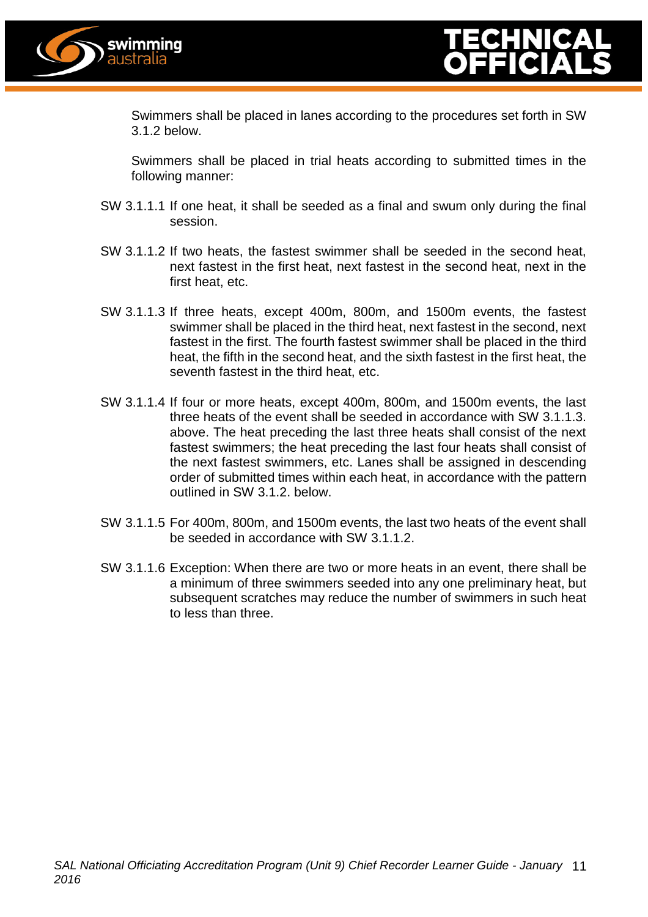Swimmers shall be placed in lanes according to the procedures set forth in SW 3.1.2 below.

Swimmers shall be placed in trial heats according to submitted times in the following manner:

SW 3.1.1.1 If one heat, it shall be seeded as a final and swum only during the final session.

SW 3.1.1.2 If two heats, the fastest swimmer shall be seeded in the second heat, next fastest in the first heat, next fastest in the second heat, next in the first heat, etc.

SW 3.1.1.3 If three heats, except 400m, 800m, and 1500m events, the fastest swimmer shall be placed in the third heat, next fastest in the second, next fastest in the first. The fourth fastest swimmer shall be placed in the third heat, the fifth in the second heat, and the sixth fastest in the first heat, the seventh fastest in the third heat, etc.

SW 3.1.1.4 If four or more heats, except 400m, 800m, and 1500m events, the last three heats of the event shall be seeded in accordance with SW 3.1.1.3. above. The heat preceding the last three heats shall consist of the next fastest swimmers; the heat preceding the last four heats shall consist of the next fastest swimmers, etc. Lanes shall be assigned in descending order of submitted times within each heat, in accordance with the pattern outlined in SW 3.1.2. below.

SW 3.1.1.5 For 400m, 800m, and 1500m events, the last two heats of the event shall be seeded in accordance with SW 3.1.1.2.

SW 3.1.1.6 Exception: When there are two or more heats in an event, there shall be a minimum of three swimmers seeded into any one preliminary heat, but subsequent scratches may reduce the number of swimmers in such heat to less than three.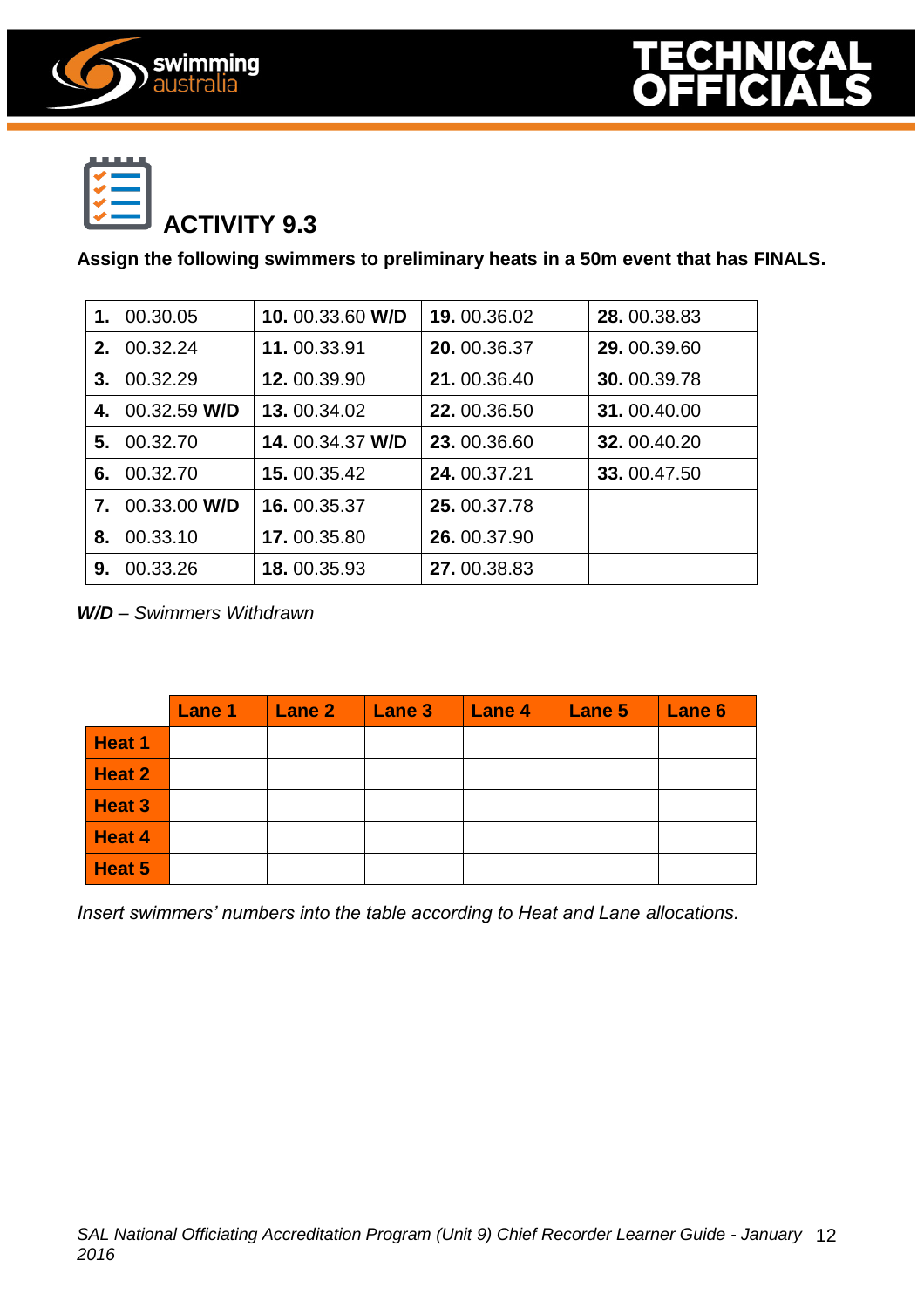## ACTIVITY 9.3

**Assign the following swimmers to preliminary heats in a 50m event that has FINALS.**

| | | | |
|---|---|---|---|
| **1.** 00.30.05 | **10.** 00.33.60 **W/D** | **19.** 00.36.02 | **28.** 00.38.83 |
| **2.** 00.32.24 | **11.** 00.33.91 | **20.** 00.36.37 | **29.** 00.39.60 |
| **3.** 00.32.29 | **12.** 00.39.90 | **21.** 00.36.40 | **30.** 00.39.78 |
| **4.** 00.32.59 **W/D** | **13.** 00.34.02 | **22.** 00.36.50 | **31.** 00.40.00 |
| **5.** 00.32.70 | **14.** 00.34.37 **W/D** | **23.** 00.36.60 | **32.** 00.40.20 |
| **6.** 00.32.70 | **15.** 00.35.42 | **24.** 00.37.21 | **33.** 00.47.50 |
| **7.** 00.33.00 **W/D** | **16.** 00.35.37 | **25.** 00.37.78 | |
| **8.** 00.33.10 | **17.** 00.35.80 | **26.** 00.37.90 | |
| **9.** 00.33.26 | **18.** 00.35.93 | **27.** 00.38.83 | |

***W/D*** *– Swimmers Withdrawn*

| | Lane 1 | Lane 2 | Lane 3 | Lane 4 | Lane 5 | Lane 6 |
|---|---|---|---|---|---|---|
| **Heat 1** | | | | | | |
| **Heat 2** | | | | | | |
| **Heat 3** | | | | | | |
| **Heat 4** | | | | | | |
| **Heat 5** | | | | | | |

*Insert swimmers' numbers into the table according to Heat and Lane allocations.*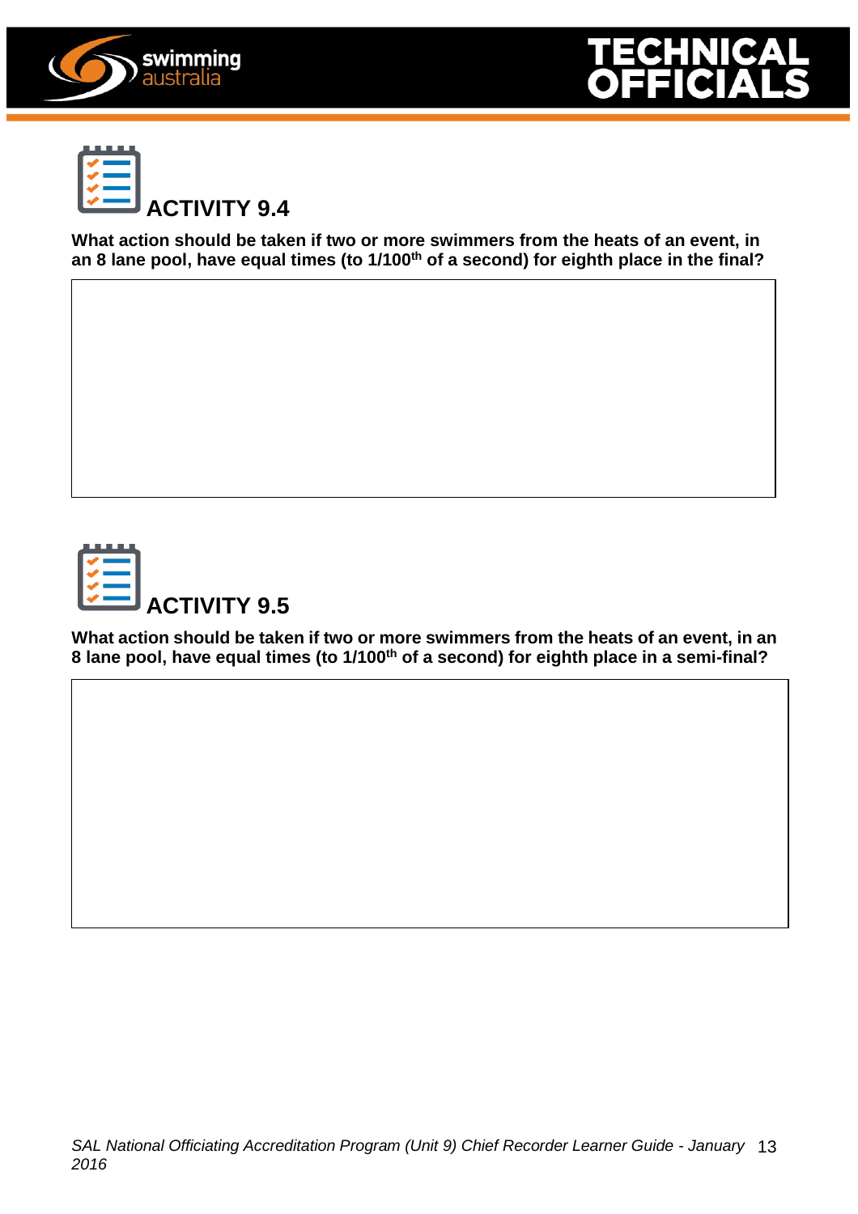## ACTIVITY 9.4

**What action should be taken if two or more swimmers from the heats of an event, in an 8 lane pool, have equal times (to 1/100th of a second) for eighth place in the final?**

## ACTIVITY 9.5

**What action should be taken if two or more swimmers from the heats of an event, in an 8 lane pool, have equal times (to 1/100th of a second) for eighth place in a semi-final?**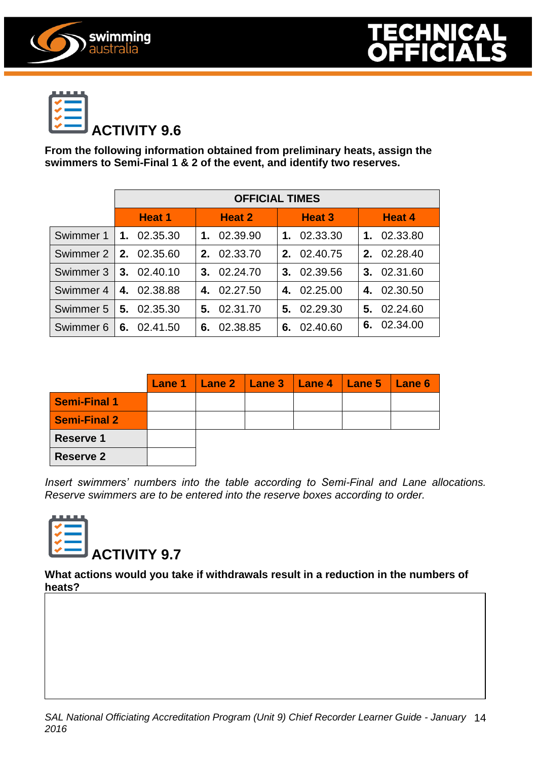## ACTIVITY 9.6

**From the following information obtained from preliminary heats, assign the swimmers to Semi-Final 1 & 2 of the event, and identify two reserves.**

| | OFFICIAL TIMES | | | |
|---|---|---|---|---|
| | **Heat 1** | **Heat 2** | **Heat 3** | **Heat 4** |
| Swimmer 1 | **1.** 02.35.30 | **1.** 02.39.90 | **1.** 02.33.30 | **1.** 02.33.80 |
| Swimmer 2 | **2.** 02.35.60 | **2.** 02.33.70 | **2.** 02.40.75 | **2.** 02.28.40 |
| Swimmer 3 | **3.** 02.40.10 | **3.** 02.24.70 | **3.** 02.39.56 | **3.** 02.31.60 |
| Swimmer 4 | **4.** 02.38.88 | **4.** 02.27.50 | **4.** 02.25.00 | **4.** 02.30.50 |
| Swimmer 5 | **5.** 02.35.30 | **5.** 02.31.70 | **5.** 02.29.30 | **5.** 02.24.60 |
| Swimmer 6 | **6.** 02.41.50 | **6.** 02.38.85 | **6.** 02.40.60 | **6.** 02.34.00 |

| | **Lane 1** | **Lane 2** | **Lane 3** | **Lane 4** | **Lane 5** | **Lane 6** |
|---|---|---|---|---|---|---|
| **Semi-Final 1** | | | | | | |
| **Semi-Final 2** | | | | | | |
| **Reserve 1** | | | | | | |
| **Reserve 2** | | | | | | |

*Insert swimmers' numbers into the table according to Semi-Final and Lane allocations. Reserve swimmers are to be entered into the reserve boxes according to order.*

## ACTIVITY 9.7

**What actions would you take if withdrawals result in a reduction in the numbers of heats?**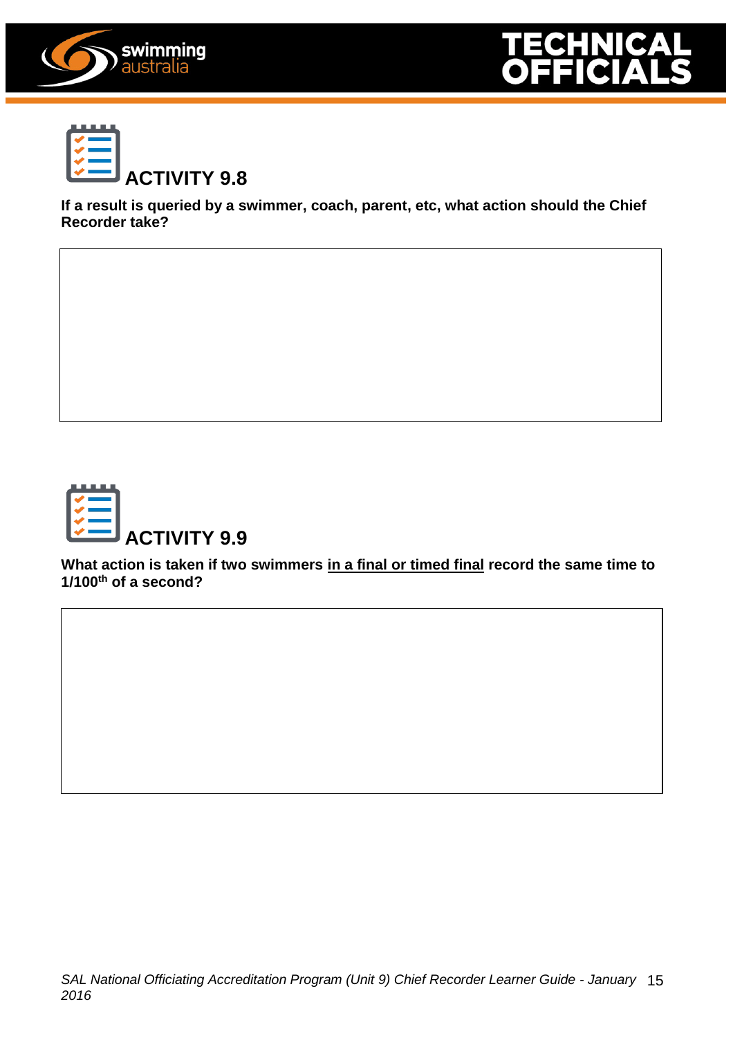## ACTIVITY 9.8

**If a result is queried by a swimmer, coach, parent, etc, what action should the Chief Recorder take?**

## ACTIVITY 9.9

**What action is taken if two swimmers <u>in a final or timed final</u> record the same time to 1/100th of a second?**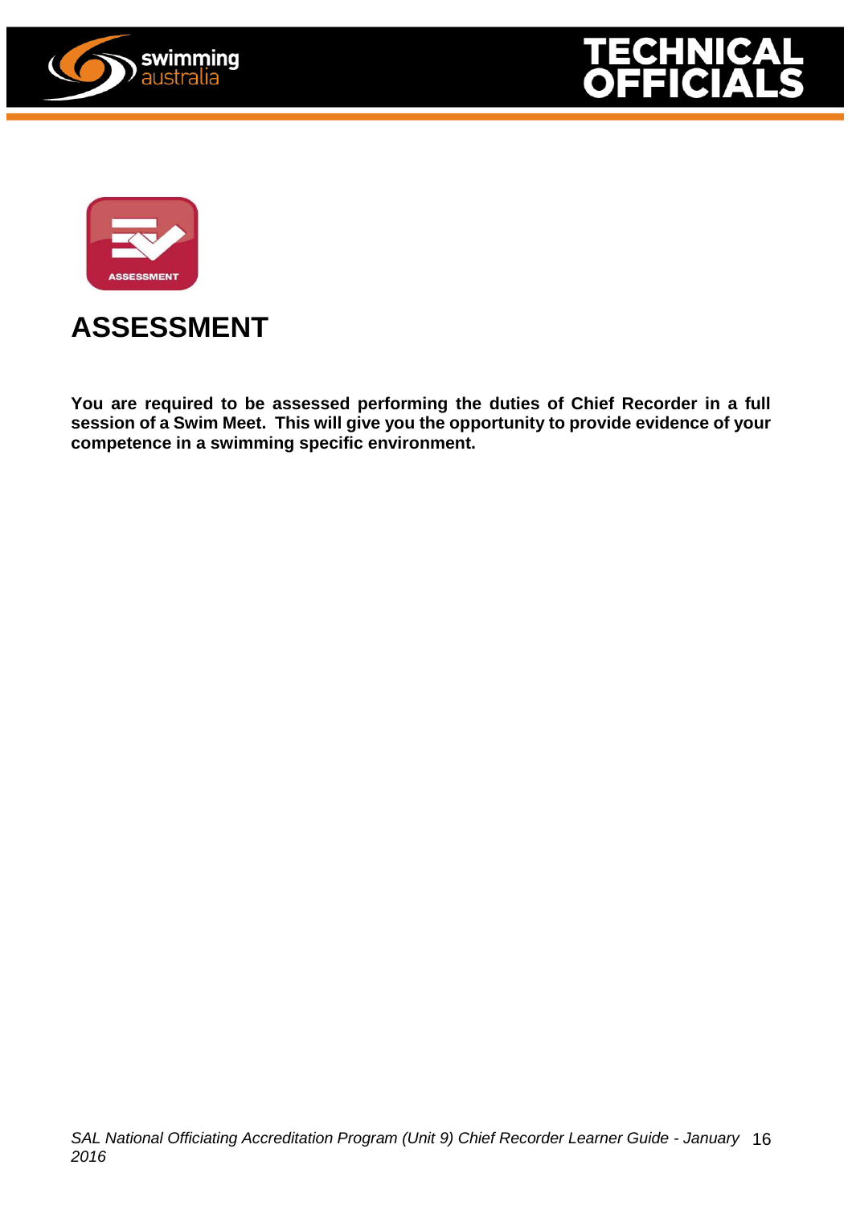# ASSESSMENT

**You are required to be assessed performing the duties of Chief Recorder in a full session of a Swim Meet. This will give you the opportunity to provide evidence of your competence in a swimming specific environment.**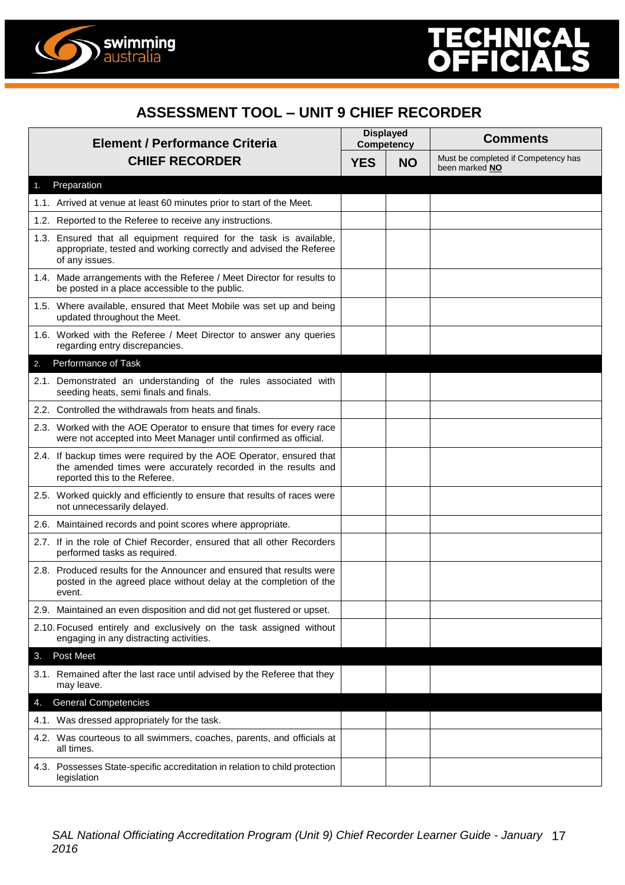# ASSESSMENT TOOL – UNIT 9 CHIEF RECORDER

| Element / Performance Criteria<br>CHIEF RECORDER | Displayed Competency | | Comments |
|---|---|---|---|
| | **YES** | **NO** | Must be completed if Competency has been marked **NO** |
| **1. Preparation** | | | |
| 1.1. Arrived at venue at least 60 minutes prior to start of the Meet. | | | |
| 1.2. Reported to the Referee to receive any instructions. | | | |
| 1.3. Ensured that all equipment required for the task is available, appropriate, tested and working correctly and advised the Referee of any issues. | | | |
| 1.4. Made arrangements with the Referee / Meet Director for results to be posted in a place accessible to the public. | | | |
| 1.5. Where available, ensured that Meet Mobile was set up and being updated throughout the Meet. | | | |
| 1.6. Worked with the Referee / Meet Director to answer any queries regarding entry discrepancies. | | | |
| **2. Performance of Task** | | | |
| 2.1. Demonstrated an understanding of the rules associated with seeding heats, semi finals and finals. | | | |
| 2.2. Controlled the withdrawals from heats and finals. | | | |
| 2.3. Worked with the AOE Operator to ensure that times for every race were not accepted into Meet Manager until confirmed as official. | | | |
| 2.4. If backup times were required by the AOE Operator, ensured that the amended times were accurately recorded in the results and reported this to the Referee. | | | |
| 2.5. Worked quickly and efficiently to ensure that results of races were not unnecessarily delayed. | | | |
| 2.6. Maintained records and point scores where appropriate. | | | |
| 2.7. If in the role of Chief Recorder, ensured that all other Recorders performed tasks as required. | | | |
| 2.8. Produced results for the Announcer and ensured that results were posted in the agreed place without delay at the completion of the event. | | | |
| 2.9. Maintained an even disposition and did not get flustered or upset. | | | |
| 2.10. Focused entirely and exclusively on the task assigned without engaging in any distracting activities. | | | |
| **3. Post Meet** | | | |
| 3.1. Remained after the last race until advised by the Referee that they may leave. | | | |
| **4. General Competencies** | | | |
| 4.1. Was dressed appropriately for the task. | | | |
| 4.2. Was courteous to all swimmers, coaches, parents, and officials at all times. | | | |
| 4.3. Possesses State-specific accreditation in relation to child protection legislation | | | |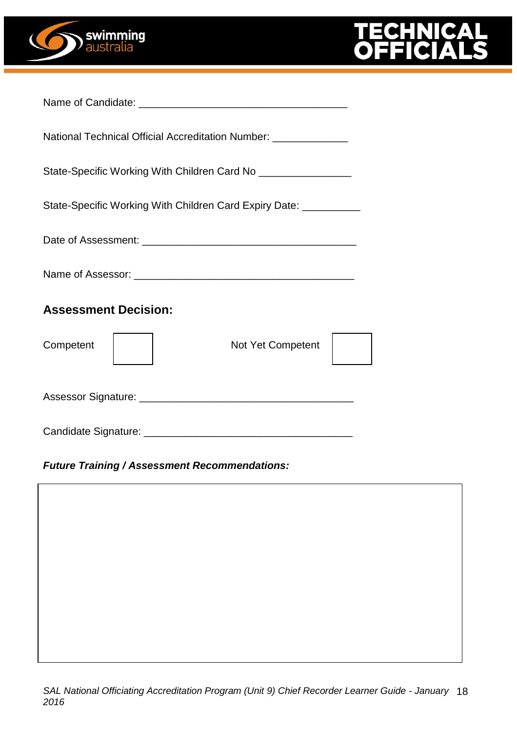Name of Candidate: ____________________________________

National Technical Official Accreditation Number: _____________

State-Specific Working With Children Card No ________________

State-Specific Working With Children Card Expiry Date: __________

Date of Assessment: _____________________________________

Name of Assessor: ______________________________________

## Assessment Decision:

Competent ☐ Not Yet Competent ☐

Assessor Signature: _____________________________________

Candidate Signature: ____________________________________

***Future Training / Assessment Recommendations:***

| |
|---|
| |